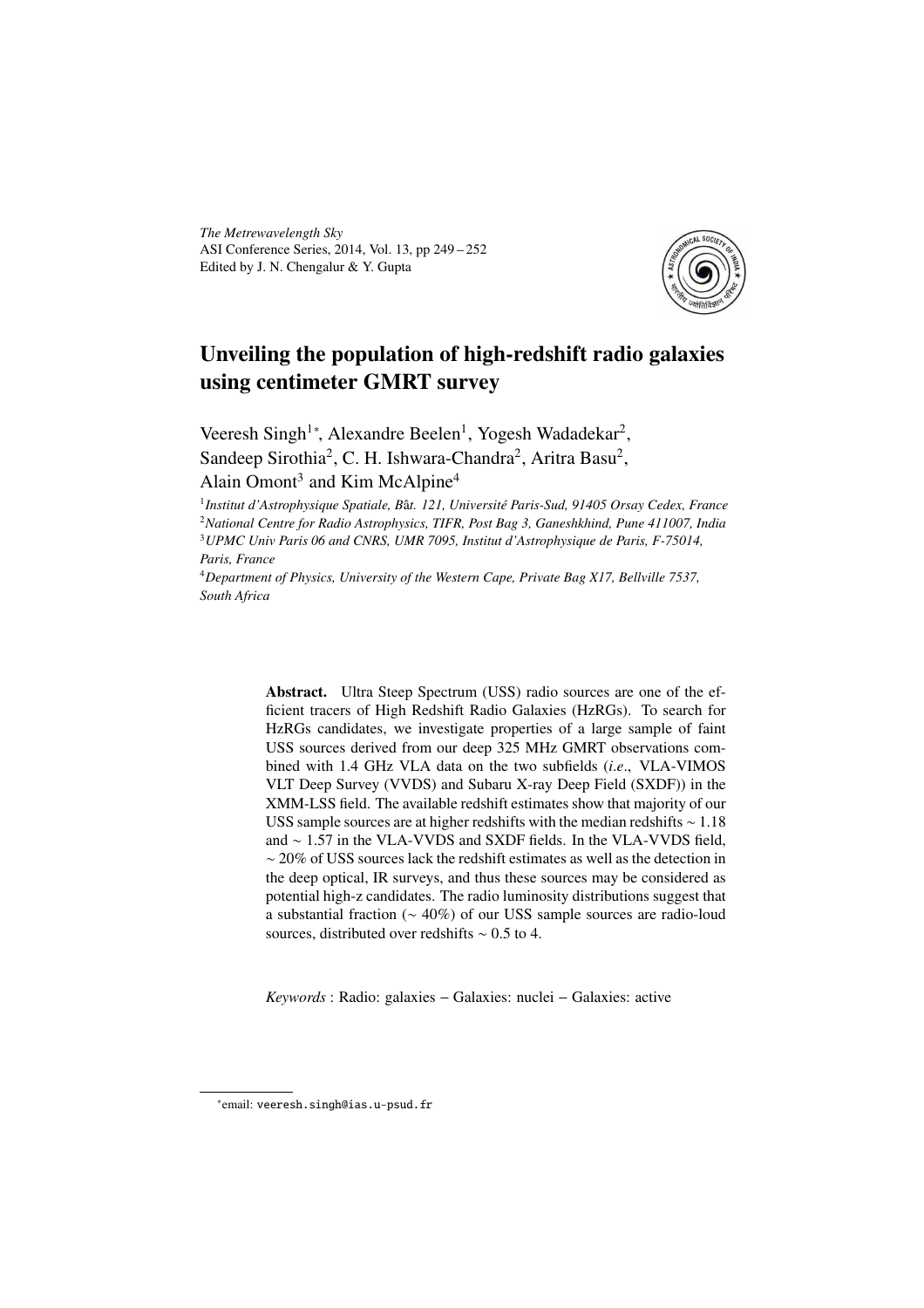# Unveiling the population of high-redshift radio galaxies using centimeter GMRT survey

Veeresh Singh[1]*, Alexandre Beelen[1], Yogesh Wadadekar[2], Sandeep Sirothia[2], C. H. Ishwara-Chandra[2], Aritra Basu[2], Alain Omont[3] and Kim McAlpine[4]

[1]*Institut d'Astrophysique Spatiale, Bât. 121, Université Paris-Sud, 91405 Orsay Cedex, France*
[2]*National Centre for Radio Astrophysics, TIFR, Post Bag 3, Ganeshkhind, Pune 411007, India*
[3]*UPMC Univ Paris 06 and CNRS, UMR 7095, Institut d'Astrophysique de Paris, F-75014, Paris, France*
[4]*Department of Physics, University of the Western Cape, Private Bag X17, Bellville 7537, South Africa*

**Abstract.** Ultra Steep Spectrum (USS) radio sources are one of the efficient tracers of High Redshift Radio Galaxies (HzRGs). To search for HzRGs candidates, we investigate properties of a large sample of faint USS sources derived from our deep 325 MHz GMRT observations combined with 1.4 GHz VLA data on the two subfields (*i.e*., VLA-VIMOS VLT Deep Survey (VVDS) and Subaru X-ray Deep Field (SXDF)) in the XMM-LSS field. The available redshift estimates show that majority of our USS sample sources are at higher redshifts with the median redshifts $\sim$ 1.18 and $\sim$ 1.57 in the VLA-VVDS and SXDF fields. In the VLA-VVDS field, $\sim$ 20% of USS sources lack the redshift estimates as well as the detection in the deep optical, IR surveys, and thus these sources may be considered as potential high-z candidates. The radio luminosity distributions suggest that a substantial fraction ($\sim$ 40%) of our USS sample sources are radio-loud sources, distributed over redshifts $\sim$ 0.5 to 4.

*Keywords* : Radio: galaxies – Galaxies: nuclei – Galaxies: active

*email: veeresh.singh@ias.u-psud.fr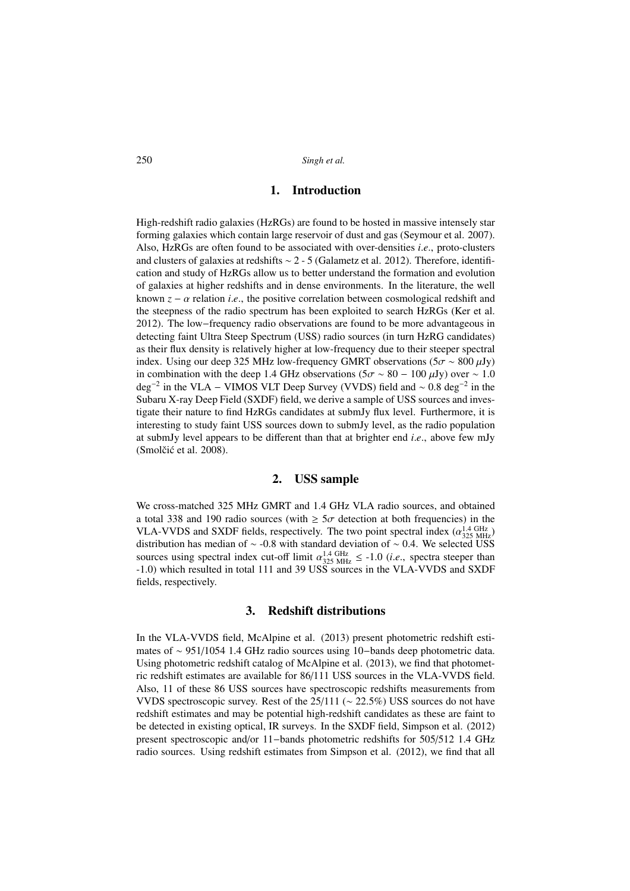## 1. Introduction

High-redshift radio galaxies (HzRGs) are found to be hosted in massive intensely star forming galaxies which contain large reservoir of dust and gas (Seymour et al. 2007). Also, HzRGs are often found to be associated with over-densities *i.e*., proto-clusters and clusters of galaxies at redshifts $\sim$ 2 - 5 (Galametz et al. 2012). Therefore, identification and study of HzRGs allow us to better understand the formation and evolution of galaxies at higher redshifts and in dense environments. In the literature, the well known $z - \alpha$ relation *i.e*., the positive correlation between cosmological redshift and the steepness of the radio spectrum has been exploited to search HzRGs (Ker et al. 2012). The low−frequency radio observations are found to be more advantageous in detecting faint Ultra Steep Spectrum (USS) radio sources (in turn HzRG candidates) as their flux density is relatively higher at low-frequency due to their steeper spectral index. Using our deep 325 MHz low-frequency GMRT observations ($5\sigma \sim 800$ $\mu$Jy) in combination with the deep 1.4 GHz observations ($5\sigma \sim 80 - 100$ $\mu$Jy) over $\sim$ 1.0 deg$^{-2}$ in the VLA − VIMOS VLT Deep Survey (VVDS) field and $\sim$ 0.8 deg$^{-2}$ in the Subaru X-ray Deep Field (SXDF) field, we derive a sample of USS sources and investigate their nature to find HzRGs candidates at submJy flux level. Furthermore, it is interesting to study faint USS sources down to submJy level, as the radio population at submJy level appears to be different than that at brighter end *i.e*., above few mJy (Smolčić et al. 2008).

## 2. USS sample

We cross-matched 325 MHz GMRT and 1.4 GHz VLA radio sources, and obtained a total 338 and 190 radio sources (with $\geq 5\sigma$ detection at both frequencies) in the VLA-VVDS and SXDF fields, respectively. The two point spectral index ($\alpha_{325\ \rm MHz}^{1.4\ \rm GHz}$) distribution has median of $\sim$ -0.8 with standard deviation of $\sim$ 0.4. We selected USS sources using spectral index cut-off limit $\alpha_{325\ \rm MHz}^{1.4\ \rm GHz} \leq$ -1.0 (*i.e*., spectra steeper than -1.0) which resulted in total 111 and 39 USS sources in the VLA-VVDS and SXDF fields, respectively.

## 3. Redshift distributions

In the VLA-VVDS field, McAlpine et al. (2013) present photometric redshift estimates of $\sim$ 951/1054 1.4 GHz radio sources using 10−bands deep photometric data. Using photometric redshift catalog of McAlpine et al. (2013), we find that photometric redshift estimates are available for 86/111 USS sources in the VLA-VVDS field. Also, 11 of these 86 USS sources have spectroscopic redshifts measurements from VVDS spectroscopic survey. Rest of the 25/111 ($\sim$ 22.5%) USS sources do not have redshift estimates and may be potential high-redshift candidates as these are faint to be detected in existing optical, IR surveys. In the SXDF field, Simpson et al. (2012) present spectroscopic and/or 11−bands photometric redshifts for 505/512 1.4 GHz radio sources. Using redshift estimates from Simpson et al. (2012), we find that all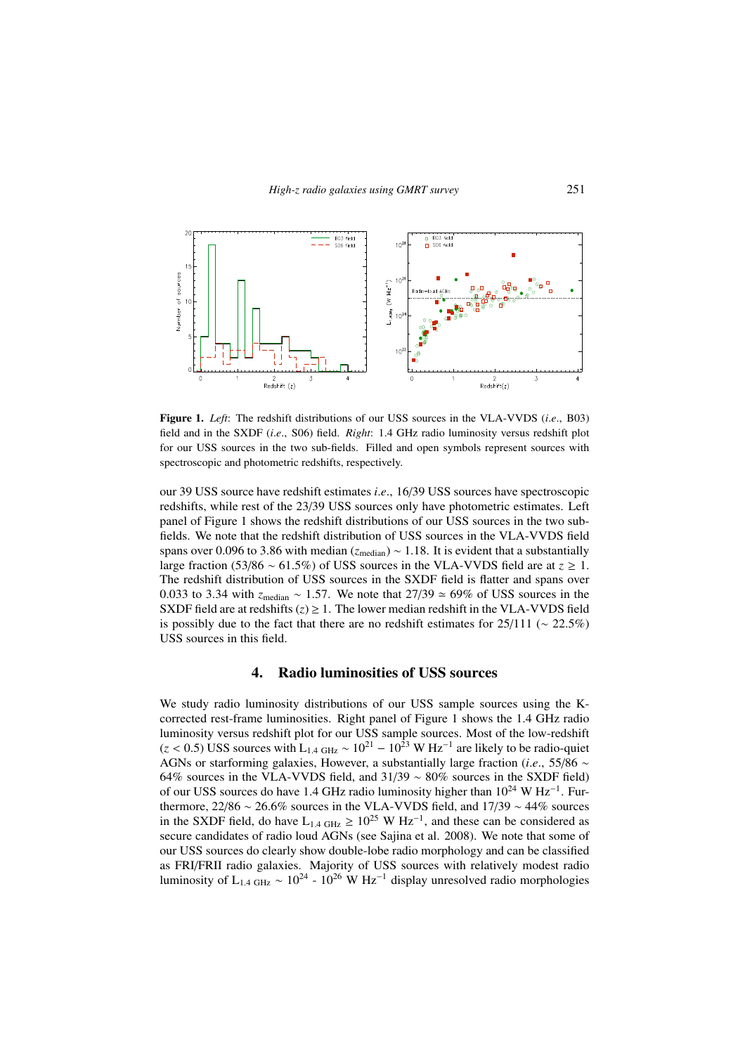**Figure 1.** *Left*: The redshift distributions of our USS sources in the VLA-VVDS (*i.e*., B03) field and in the SXDF (*i.e*., S06) field. *Right*: 1.4 GHz radio luminosity versus redshift plot for our USS sources in the two sub-fields. Filled and open symbols represent sources with spectroscopic and photometric redshifts, respectively.

our 39 USS source have redshift estimates *i.e*., 16/39 USS sources have spectroscopic redshifts, while rest of the 23/39 USS sources only have photometric estimates. Left panel of Figure 1 shows the redshift distributions of our USS sources in the two sub-fields. We note that the redshift distribution of USS sources in the VLA-VVDS field spans over 0.096 to 3.86 with median ($z_{\rm median}$) $\sim$ 1.18. It is evident that a substantially large fraction (53/86 $\sim$ 61.5%) of USS sources in the VLA-VVDS field are at $z \geq 1$. The redshift distribution of USS sources in the SXDF field is flatter and spans over 0.033 to 3.34 with $z_{\rm median} \sim 1.57$. We note that 27/39 $\simeq$ 69% of USS sources in the SXDF field are at redshifts ($z$) $\geq 1$. The lower median redshift in the VLA-VVDS field is possibly due to the fact that there are no redshift estimates for 25/111 ($\sim$ 22.5%) USS sources in this field.

## 4. Radio luminosities of USS sources

We study radio luminosity distributions of our USS sample sources using the K-corrected rest-frame luminosities. Right panel of Figure 1 shows the 1.4 GHz radio luminosity versus redshift plot for our USS sample sources. Most of the low-redshift ($z < 0.5$) USS sources with $L_{\rm 1.4\ GHz} \sim 10^{21} - 10^{23}$ W Hz$^{-1}$ are likely to be radio-quiet AGNs or starforming galaxies, However, a substantially large fraction (*i.e*., 55/86 $\sim$ 64% sources in the VLA-VVDS field, and 31/39 $\sim$ 80% sources in the SXDF field) of our USS sources do have 1.4 GHz radio luminosity higher than $10^{24}$ W Hz$^{-1}$. Furthermore, 22/86 $\sim$ 26.6% sources in the VLA-VVDS field, and 17/39 $\sim$ 44% sources in the SXDF field, do have $L_{\rm 1.4\ GHz} \geq 10^{25}$ W Hz$^{-1}$, and these can be considered as secure candidates of radio loud AGNs (see Sajina et al. 2008). We note that some of our USS sources do clearly show double-lobe radio morphology and can be classified as FRI/FRII radio galaxies. Majority of USS sources with relatively modest radio luminosity of $L_{\rm 1.4\ GHz} \sim 10^{24}$ - $10^{26}$ W Hz$^{-1}$ display unresolved radio morphologies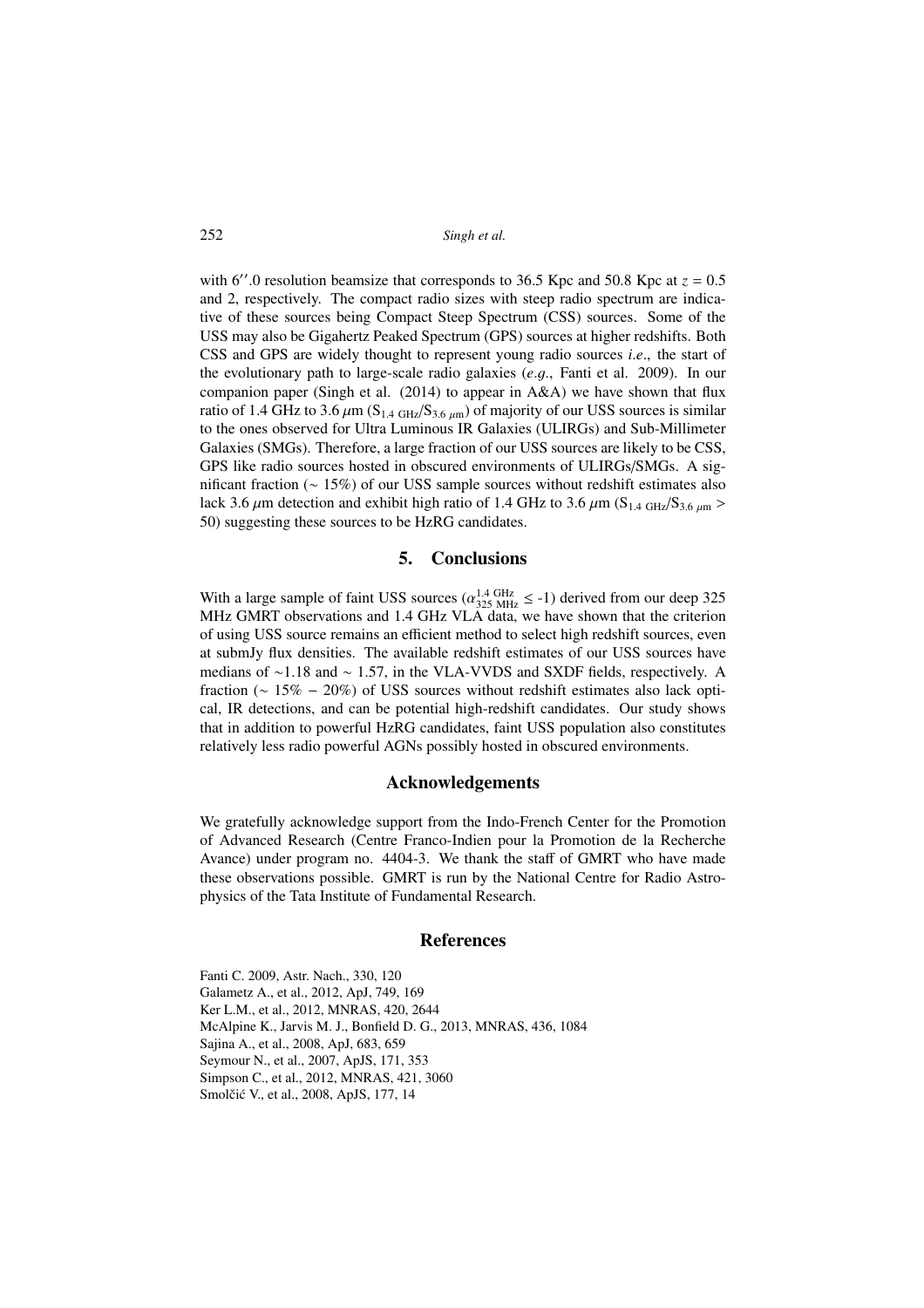with $6''.0$ resolution beamsize that corresponds to 36.5 Kpc and 50.8 Kpc at $z = 0.5$ and 2, respectively. The compact radio sizes with steep radio spectrum are indicative of these sources being Compact Steep Spectrum (CSS) sources. Some of the USS may also be Gigahertz Peaked Spectrum (GPS) sources at higher redshifts. Both CSS and GPS are widely thought to represent young radio sources *i.e*., the start of the evolutionary path to large-scale radio galaxies (*e.g*., Fanti et al. 2009). In our companion paper (Singh et al. (2014) to appear in A&A) we have shown that flux ratio of 1.4 GHz to 3.6 $\mu$m ($S_{1.4\ GHz}/S_{3.6\ \mu m}$) of majority of our USS sources is similar to the ones observed for Ultra Luminous IR Galaxies (ULIRGs) and Sub-Millimeter Galaxies (SMGs). Therefore, a large fraction of our USS sources are likely to be CSS, GPS like radio sources hosted in obscured environments of ULIRGs/SMGs. A significant fraction ($\sim$ 15%) of our USS sample sources without redshift estimates also lack 3.6 $\mu$m detection and exhibit high ratio of 1.4 GHz to 3.6 $\mu$m ($S_{1.4\ GHz}/S_{3.6\ \mu m} >$ 50) suggesting these sources to be HzRG candidates.

## 5. Conclusions

With a large sample of faint USS sources ($\alpha_{325\ MHz}^{1.4\ GHz} \leq$ -1) derived from our deep 325 MHz GMRT observations and 1.4 GHz VLA data, we have shown that the criterion of using USS source remains an efficient method to select high redshift sources, even at submJy flux densities. The available redshift estimates of our USS sources have medians of $\sim$1.18 and $\sim$ 1.57, in the VLA-VVDS and SXDF fields, respectively. A fraction ($\sim$ 15% $-$ 20%) of USS sources without redshift estimates also lack optical, IR detections, and can be potential high-redshift candidates. Our study shows that in addition to powerful HzRG candidates, faint USS population also constitutes relatively less radio powerful AGNs possibly hosted in obscured environments.

## Acknowledgements

We gratefully acknowledge support from the Indo-French Center for the Promotion of Advanced Research (Centre Franco-Indien pour la Promotion de la Recherche Avance) under program no. 4404-3. We thank the staff of GMRT who have made these observations possible. GMRT is run by the National Centre for Radio Astrophysics of the Tata Institute of Fundamental Research.

## References

Fanti C. 2009, Astr. Nach., 330, 120
Galametz A., et al., 2012, ApJ, 749, 169
Ker L.M., et al., 2012, MNRAS, 420, 2644
McAlpine K., Jarvis M. J., Bonfield D. G., 2013, MNRAS, 436, 1084
Sajina A., et al., 2008, ApJ, 683, 659
Seymour N., et al., 2007, ApJS, 171, 353
Simpson C., et al., 2012, MNRAS, 421, 3060
Smolčić V., et al., 2008, ApJS, 177, 14